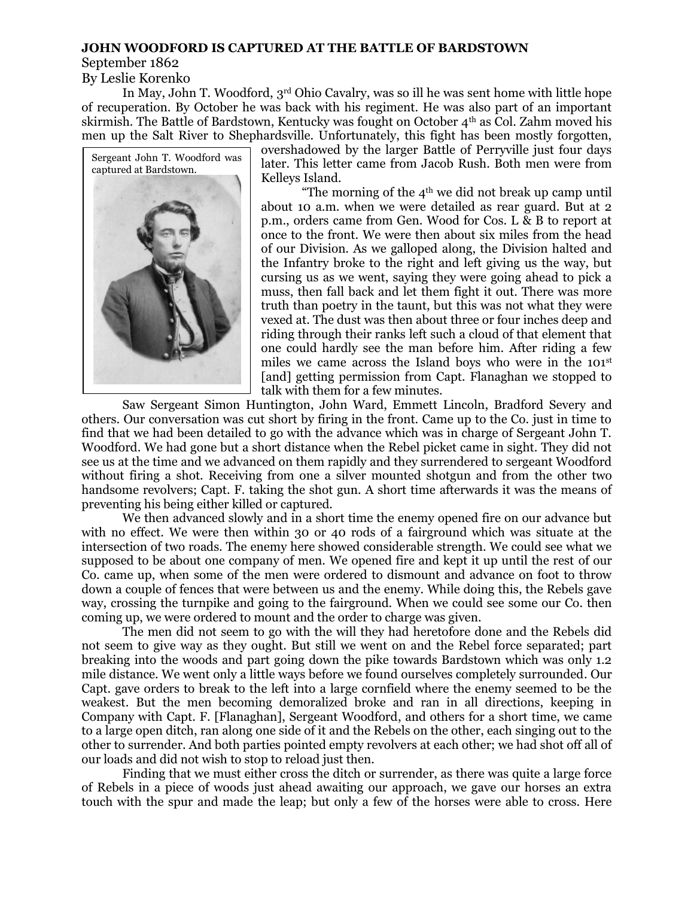**JOHN WOODFORD IS CAPTURED AT THE BATTLE OF BARDSTOWN**

September 1862

By Leslie Korenko

In May, John T. Woodford, 3rd Ohio Cavalry, was so ill he was sent home with little hope of recuperation. By October he was back with his regiment. He was also part of an important skirmish. The Battle of Bardstown, Kentucky was fought on October 4th as Col. Zahm moved his men up the Salt River to Shephardsville. Unfortunately, this fight has been mostly forgotten, overshadowed by the larger Battle of Perryville just four days later. This letter came from Jacob Rush. Both men were from Kelleys Island.

Sergeant John T. Woodford was captured at Bardstown.

"The morning of the 4th we did not break up camp until about 10 a.m. when we were detailed as rear guard. But at 2 p.m., orders came from Gen. Wood for Cos. L & B to report at once to the front. We were then about six miles from the head of our Division. As we galloped along, the Division halted and the Infantry broke to the right and left giving us the way, but cursing us as we went, saying they were going ahead to pick a muss, then fall back and let them fight it out. There was more truth than poetry in the taunt, but this was not what they were vexed at. The dust was then about three or four inches deep and riding through their ranks left such a cloud of that element that one could hardly see the man before him. After riding a few miles we came across the Island boys who were in the 101st [and] getting permission from Capt. Flanaghan we stopped to talk with them for a few minutes.

Saw Sergeant Simon Huntington, John Ward, Emmett Lincoln, Bradford Severy and others. Our conversation was cut short by firing in the front. Came up to the Co. just in time to find that we had been detailed to go with the advance which was in charge of Sergeant John T. Woodford. We had gone but a short distance when the Rebel picket came in sight. They did not see us at the time and we advanced on them rapidly and they surrendered to sergeant Woodford without firing a shot. Receiving from one a silver mounted shotgun and from the other two handsome revolvers; Capt. F. taking the shot gun. A short time afterwards it was the means of preventing his being either killed or captured.

We then advanced slowly and in a short time the enemy opened fire on our advance but with no effect. We were then within 30 or 40 rods of a fairground which was situate at the intersection of two roads. The enemy here showed considerable strength. We could see what we supposed to be about one company of men. We opened fire and kept it up until the rest of our Co. came up, when some of the men were ordered to dismount and advance on foot to throw down a couple of fences that were between us and the enemy. While doing this, the Rebels gave way, crossing the turnpike and going to the fairground. When we could see some our Co. then coming up, we were ordered to mount and the order to charge was given.

The men did not seem to go with the will they had heretofore done and the Rebels did not seem to give way as they ought. But still we went on and the Rebel force separated; part breaking into the woods and part going down the pike towards Bardstown which was only 1.2 mile distance. We went only a little ways before we found ourselves completely surrounded. Our Capt. gave orders to break to the left into a large cornfield where the enemy seemed to be the weakest. But the men becoming demoralized broke and ran in all directions, keeping in Company with Capt. F. [Flanaghan], Sergeant Woodford, and others for a short time, we came to a large open ditch, ran along one side of it and the Rebels on the other, each singing out to the other to surrender. And both parties pointed empty revolvers at each other; we had shot off all of our loads and did not wish to stop to reload just then.

Finding that we must either cross the ditch or surrender, as there was quite a large force of Rebels in a piece of woods just ahead awaiting our approach, we gave our horses an extra touch with the spur and made the leap; but only a few of the horses were able to cross. Here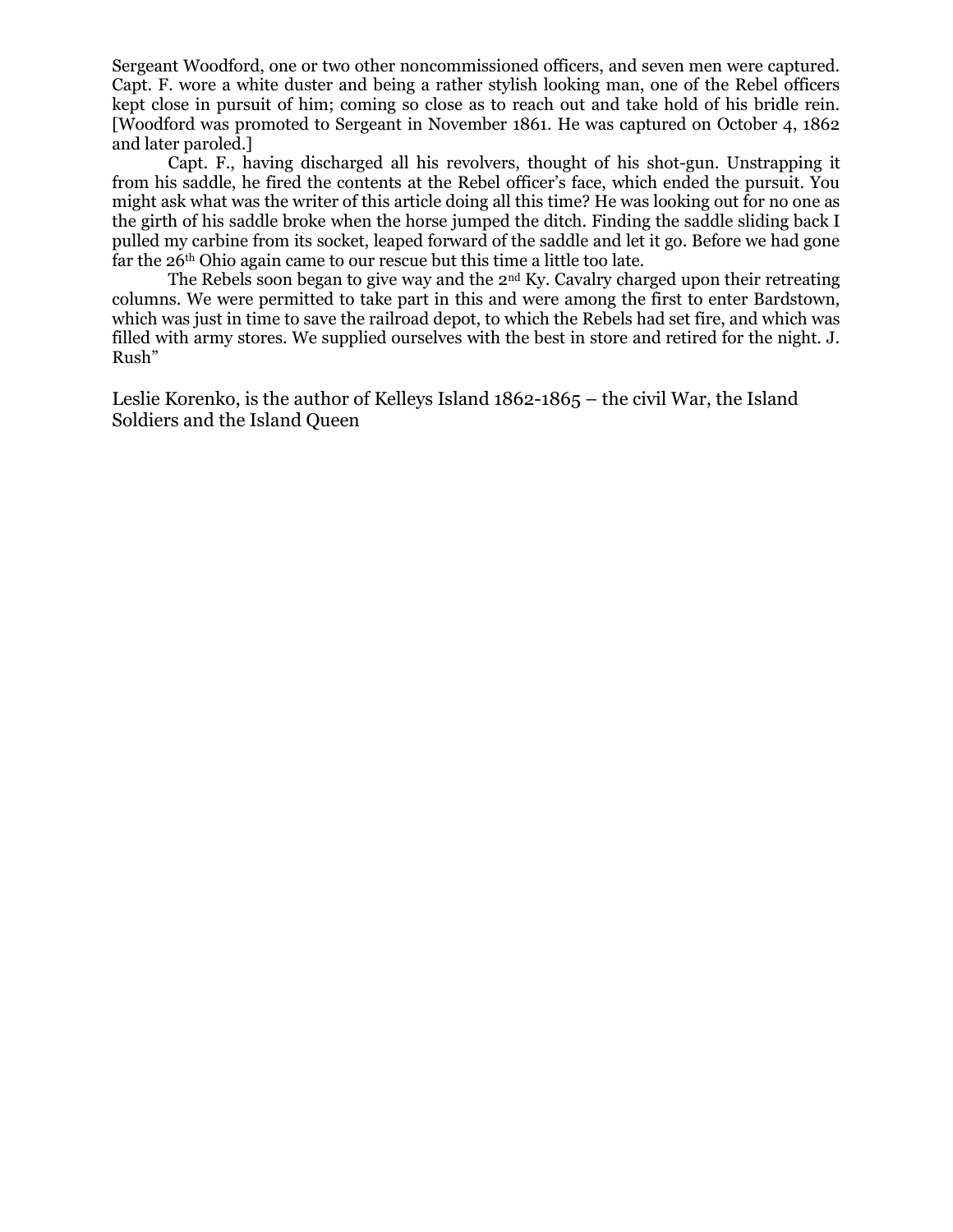Sergeant Woodford, one or two other noncommissioned officers, and seven men were captured. Capt. F. wore a white duster and being a rather stylish looking man, one of the Rebel officers kept close in pursuit of him; coming so close as to reach out and take hold of his bridle rein. [Woodford was promoted to Sergeant in November 1861. He was captured on October 4, 1862 and later paroled.]

Capt. F., having discharged all his revolvers, thought of his shot-gun. Unstrapping it from his saddle, he fired the contents at the Rebel officer's face, which ended the pursuit. You might ask what was the writer of this article doing all this time? He was looking out for no one as the girth of his saddle broke when the horse jumped the ditch. Finding the saddle sliding back I pulled my carbine from its socket, leaped forward of the saddle and let it go. Before we had gone far the 26th Ohio again came to our rescue but this time a little too late.

The Rebels soon began to give way and the 2nd Ky. Cavalry charged upon their retreating columns. We were permitted to take part in this and were among the first to enter Bardstown, which was just in time to save the railroad depot, to which the Rebels had set fire, and which was filled with army stores. We supplied ourselves with the best in store and retired for the night. J. Rush"

Leslie Korenko, is the author of Kelleys Island 1862-1865 – the civil War, the Island Soldiers and the Island Queen